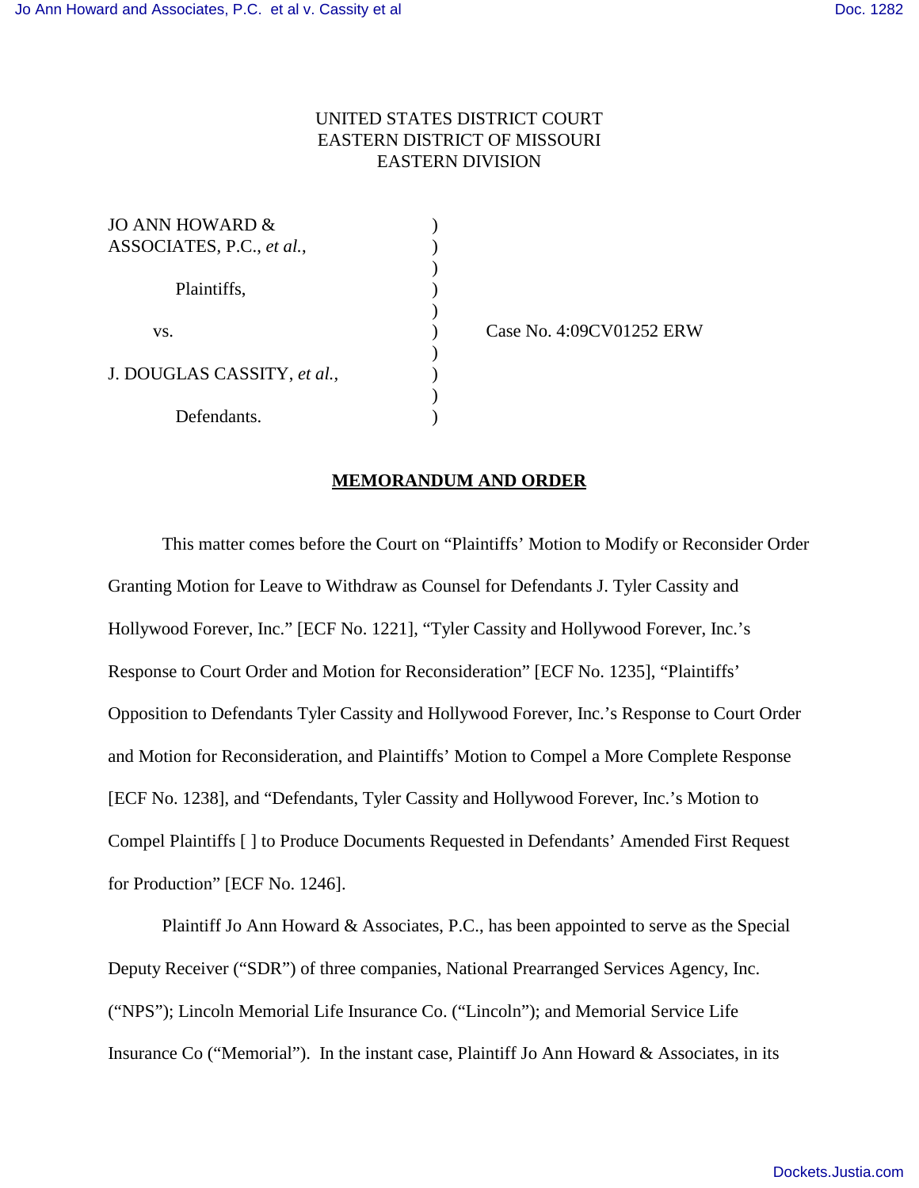UNITED STATES DISTRICT COURT
EASTERN DISTRICT OF MISSOURI
EASTERN DIVISION

| | | |
|---|---|---|
| JO ANN HOWARD & ASSOCIATES, P.C., *et al.*, | ) | |
| Plaintiffs, | ) | |
| vs. | ) | Case No. 4:09CV01252 ERW |
| J. DOUGLAS CASSITY, *et al.*, | ) | |
| Defendants. | ) | |

**MEMORANDUM AND ORDER**

This matter comes before the Court on "Plaintiffs' Motion to Modify or Reconsider Order Granting Motion for Leave to Withdraw as Counsel for Defendants J. Tyler Cassity and Hollywood Forever, Inc." [ECF No. 1221], "Tyler Cassity and Hollywood Forever, Inc.'s Response to Court Order and Motion for Reconsideration" [ECF No. 1235], "Plaintiffs' Opposition to Defendants Tyler Cassity and Hollywood Forever, Inc.'s Response to Court Order and Motion for Reconsideration, and Plaintiffs' Motion to Compel a More Complete Response [ECF No. 1238], and "Defendants, Tyler Cassity and Hollywood Forever, Inc.'s Motion to Compel Plaintiffs [ ] to Produce Documents Requested in Defendants' Amended First Request for Production" [ECF No. 1246].

Plaintiff Jo Ann Howard & Associates, P.C., has been appointed to serve as the Special Deputy Receiver ("SDR") of three companies, National Prearranged Services Agency, Inc. ("NPS"); Lincoln Memorial Life Insurance Co. ("Lincoln"); and Memorial Service Life Insurance Co ("Memorial"). In the instant case, Plaintiff Jo Ann Howard & Associates, in its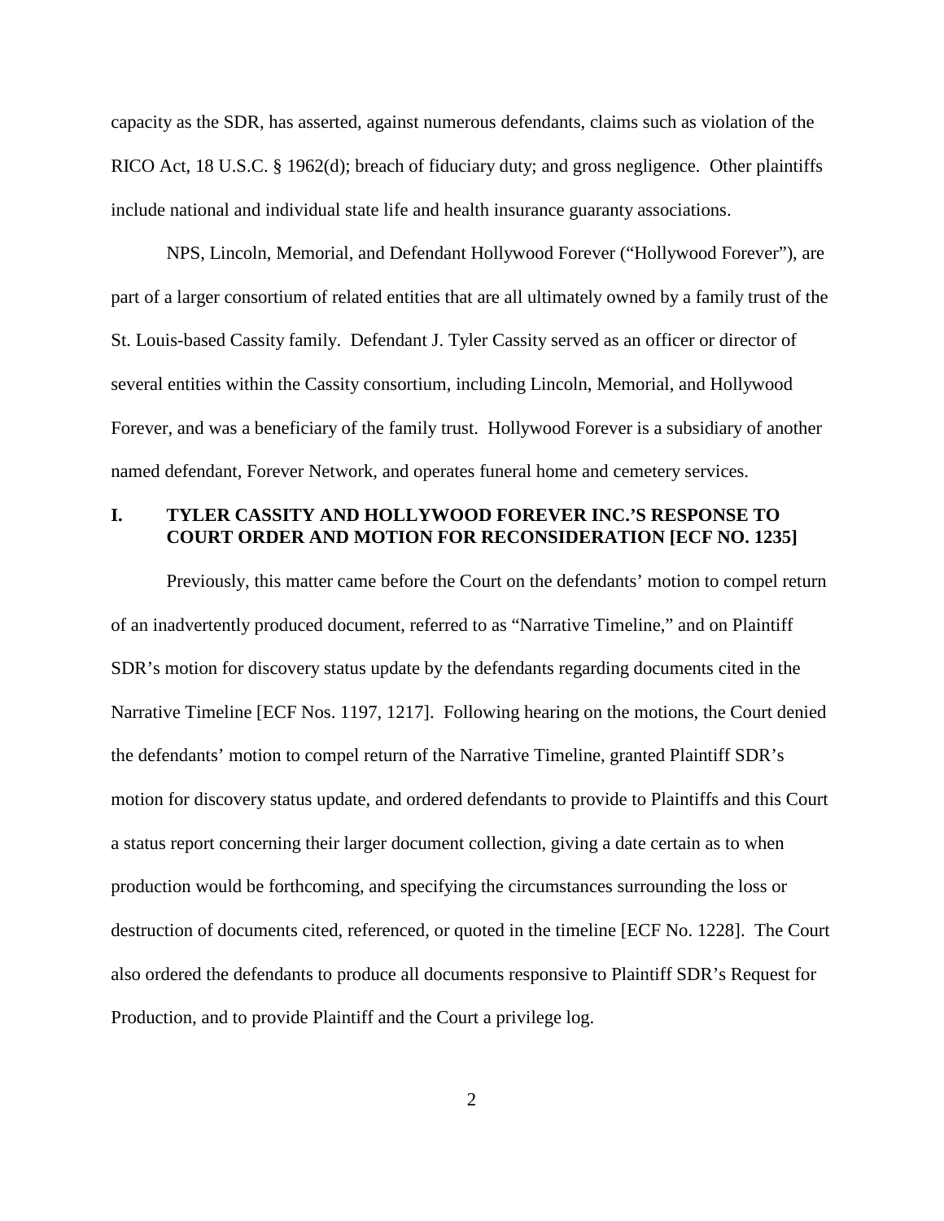capacity as the SDR, has asserted, against numerous defendants, claims such as violation of the RICO Act, 18 U.S.C. § 1962(d); breach of fiduciary duty; and gross negligence. Other plaintiffs include national and individual state life and health insurance guaranty associations.

NPS, Lincoln, Memorial, and Defendant Hollywood Forever ("Hollywood Forever"), are part of a larger consortium of related entities that are all ultimately owned by a family trust of the St. Louis-based Cassity family. Defendant J. Tyler Cassity served as an officer or director of several entities within the Cassity consortium, including Lincoln, Memorial, and Hollywood Forever, and was a beneficiary of the family trust. Hollywood Forever is a subsidiary of another named defendant, Forever Network, and operates funeral home and cemetery services.

## I. TYLER CASSITY AND HOLLYWOOD FOREVER INC.'S RESPONSE TO COURT ORDER AND MOTION FOR RECONSIDERATION [ECF NO. 1235]

Previously, this matter came before the Court on the defendants' motion to compel return of an inadvertently produced document, referred to as "Narrative Timeline," and on Plaintiff SDR's motion for discovery status update by the defendants regarding documents cited in the Narrative Timeline [ECF Nos. 1197, 1217]. Following hearing on the motions, the Court denied the defendants' motion to compel return of the Narrative Timeline, granted Plaintiff SDR's motion for discovery status update, and ordered defendants to provide to Plaintiffs and this Court a status report concerning their larger document collection, giving a date certain as to when production would be forthcoming, and specifying the circumstances surrounding the loss or destruction of documents cited, referenced, or quoted in the timeline [ECF No. 1228]. The Court also ordered the defendants to produce all documents responsive to Plaintiff SDR's Request for Production, and to provide Plaintiff and the Court a privilege log.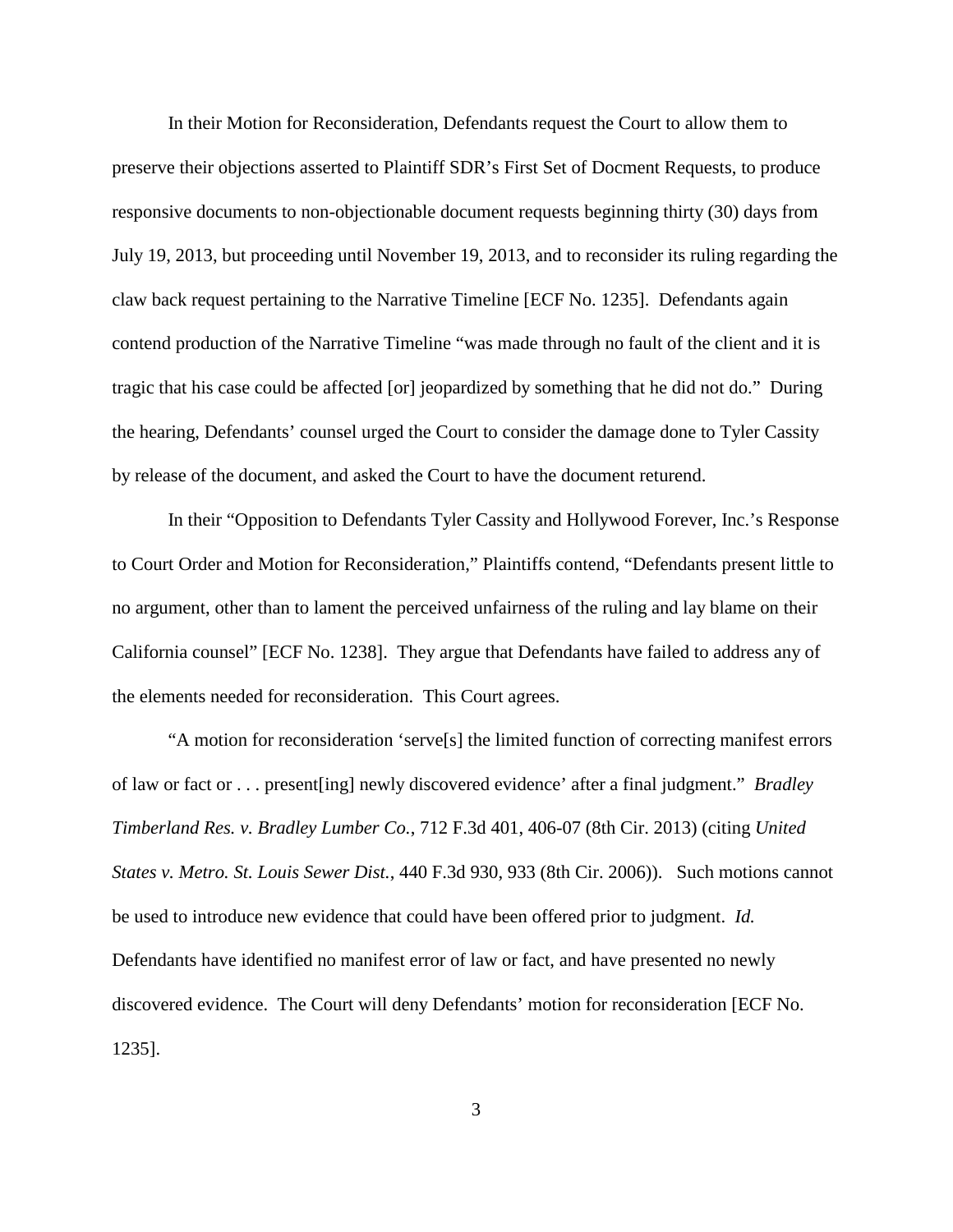In their Motion for Reconsideration, Defendants request the Court to allow them to preserve their objections asserted to Plaintiff SDR's First Set of Docment Requests, to produce responsive documents to non-objectionable document requests beginning thirty (30) days from July 19, 2013, but proceeding until November 19, 2013, and to reconsider its ruling regarding the claw back request pertaining to the Narrative Timeline [ECF No. 1235]. Defendants again contend production of the Narrative Timeline "was made through no fault of the client and it is tragic that his case could be affected [or] jeopardized by something that he did not do." During the hearing, Defendants' counsel urged the Court to consider the damage done to Tyler Cassity by release of the document, and asked the Court to have the document returend.

In their "Opposition to Defendants Tyler Cassity and Hollywood Forever, Inc.'s Response to Court Order and Motion for Reconsideration," Plaintiffs contend, "Defendants present little to no argument, other than to lament the perceived unfairness of the ruling and lay blame on their California counsel" [ECF No. 1238]. They argue that Defendants have failed to address any of the elements needed for reconsideration. This Court agrees.

"A motion for reconsideration 'serve[s] the limited function of correcting manifest errors of law or fact or . . . present[ing] newly discovered evidence' after a final judgment." *Bradley Timberland Res. v. Bradley Lumber Co.*, 712 F.3d 401, 406-07 (8th Cir. 2013) (citing *United States v. Metro. St. Louis Sewer Dist.*, 440 F.3d 930, 933 (8th Cir. 2006)). Such motions cannot be used to introduce new evidence that could have been offered prior to judgment. *Id.* Defendants have identified no manifest error of law or fact, and have presented no newly discovered evidence. The Court will deny Defendants' motion for reconsideration [ECF No. 1235].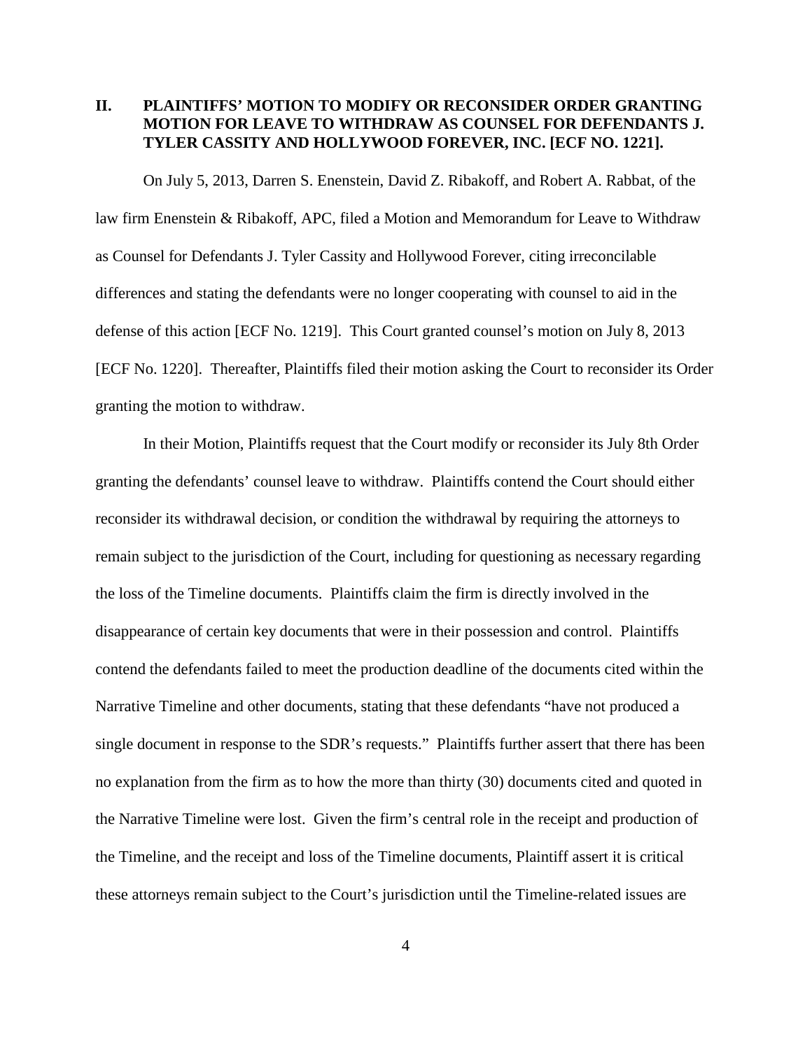## II. PLAINTIFFS' MOTION TO MODIFY OR RECONSIDER ORDER GRANTING MOTION FOR LEAVE TO WITHDRAW AS COUNSEL FOR DEFENDANTS J. TYLER CASSITY AND HOLLYWOOD FOREVER, INC. [ECF NO. 1221].

On July 5, 2013, Darren S. Enenstein, David Z. Ribakoff, and Robert A. Rabbat, of the law firm Enenstein & Ribakoff, APC, filed a Motion and Memorandum for Leave to Withdraw as Counsel for Defendants J. Tyler Cassity and Hollywood Forever, citing irreconcilable differences and stating the defendants were no longer cooperating with counsel to aid in the defense of this action [ECF No. 1219]. This Court granted counsel's motion on July 8, 2013 [ECF No. 1220]. Thereafter, Plaintiffs filed their motion asking the Court to reconsider its Order granting the motion to withdraw.

In their Motion, Plaintiffs request that the Court modify or reconsider its July 8th Order granting the defendants' counsel leave to withdraw. Plaintiffs contend the Court should either reconsider its withdrawal decision, or condition the withdrawal by requiring the attorneys to remain subject to the jurisdiction of the Court, including for questioning as necessary regarding the loss of the Timeline documents. Plaintiffs claim the firm is directly involved in the disappearance of certain key documents that were in their possession and control. Plaintiffs contend the defendants failed to meet the production deadline of the documents cited within the Narrative Timeline and other documents, stating that these defendants "have not produced a single document in response to the SDR's requests." Plaintiffs further assert that there has been no explanation from the firm as to how the more than thirty (30) documents cited and quoted in the Narrative Timeline were lost. Given the firm's central role in the receipt and production of the Timeline, and the receipt and loss of the Timeline documents, Plaintiff assert it is critical these attorneys remain subject to the Court's jurisdiction until the Timeline-related issues are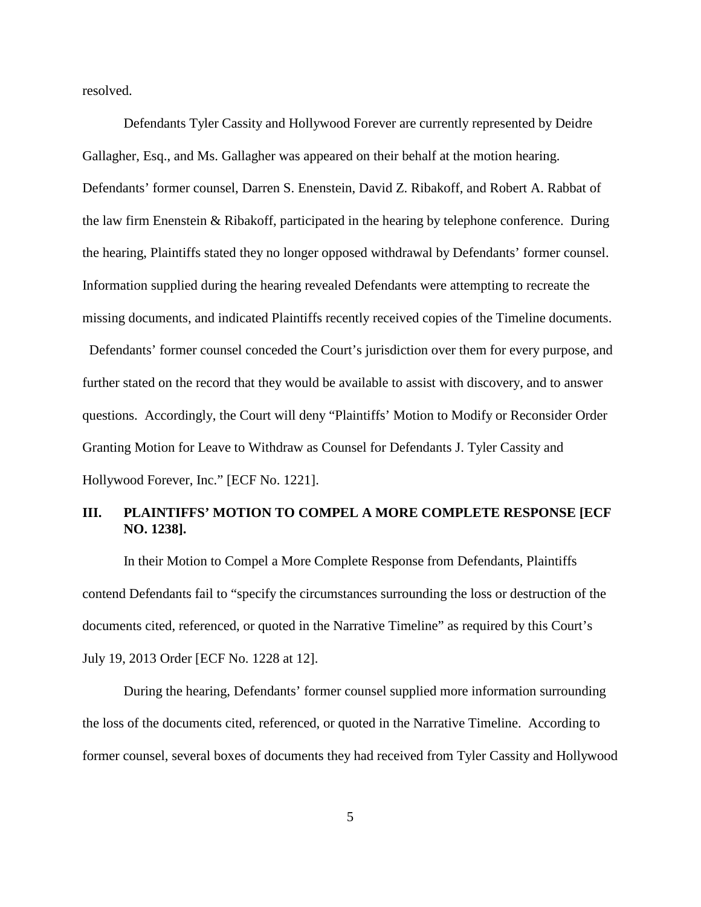resolved.

Defendants Tyler Cassity and Hollywood Forever are currently represented by Deidre Gallagher, Esq., and Ms. Gallagher was appeared on their behalf at the motion hearing. Defendants' former counsel, Darren S. Enenstein, David Z. Ribakoff, and Robert A. Rabbat of the law firm Enenstein & Ribakoff, participated in the hearing by telephone conference. During the hearing, Plaintiffs stated they no longer opposed withdrawal by Defendants' former counsel. Information supplied during the hearing revealed Defendants were attempting to recreate the missing documents, and indicated Plaintiffs recently received copies of the Timeline documents.

Defendants' former counsel conceded the Court's jurisdiction over them for every purpose, and further stated on the record that they would be available to assist with discovery, and to answer questions. Accordingly, the Court will deny "Plaintiffs' Motion to Modify or Reconsider Order Granting Motion for Leave to Withdraw as Counsel for Defendants J. Tyler Cassity and Hollywood Forever, Inc." [ECF No. 1221].

## III. PLAINTIFFS' MOTION TO COMPEL A MORE COMPLETE RESPONSE [ECF NO. 1238].

In their Motion to Compel a More Complete Response from Defendants, Plaintiffs contend Defendants fail to "specify the circumstances surrounding the loss or destruction of the documents cited, referenced, or quoted in the Narrative Timeline" as required by this Court's July 19, 2013 Order [ECF No. 1228 at 12].

During the hearing, Defendants' former counsel supplied more information surrounding the loss of the documents cited, referenced, or quoted in the Narrative Timeline. According to former counsel, several boxes of documents they had received from Tyler Cassity and Hollywood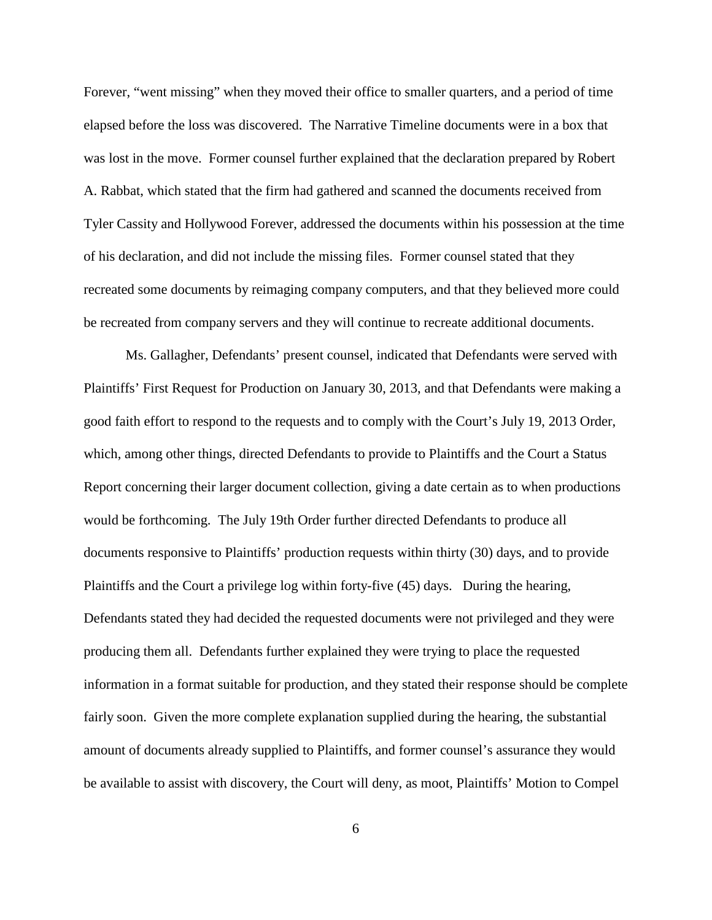Forever, "went missing" when they moved their office to smaller quarters, and a period of time elapsed before the loss was discovered. The Narrative Timeline documents were in a box that was lost in the move. Former counsel further explained that the declaration prepared by Robert A. Rabbat, which stated that the firm had gathered and scanned the documents received from Tyler Cassity and Hollywood Forever, addressed the documents within his possession at the time of his declaration, and did not include the missing files. Former counsel stated that they recreated some documents by reimaging company computers, and that they believed more could be recreated from company servers and they will continue to recreate additional documents.

Ms. Gallagher, Defendants' present counsel, indicated that Defendants were served with Plaintiffs' First Request for Production on January 30, 2013, and that Defendants were making a good faith effort to respond to the requests and to comply with the Court's July 19, 2013 Order, which, among other things, directed Defendants to provide to Plaintiffs and the Court a Status Report concerning their larger document collection, giving a date certain as to when productions would be forthcoming. The July 19th Order further directed Defendants to produce all documents responsive to Plaintiffs' production requests within thirty (30) days, and to provide Plaintiffs and the Court a privilege log within forty-five (45) days. During the hearing, Defendants stated they had decided the requested documents were not privileged and they were producing them all. Defendants further explained they were trying to place the requested information in a format suitable for production, and they stated their response should be complete fairly soon. Given the more complete explanation supplied during the hearing, the substantial amount of documents already supplied to Plaintiffs, and former counsel's assurance they would be available to assist with discovery, the Court will deny, as moot, Plaintiffs' Motion to Compel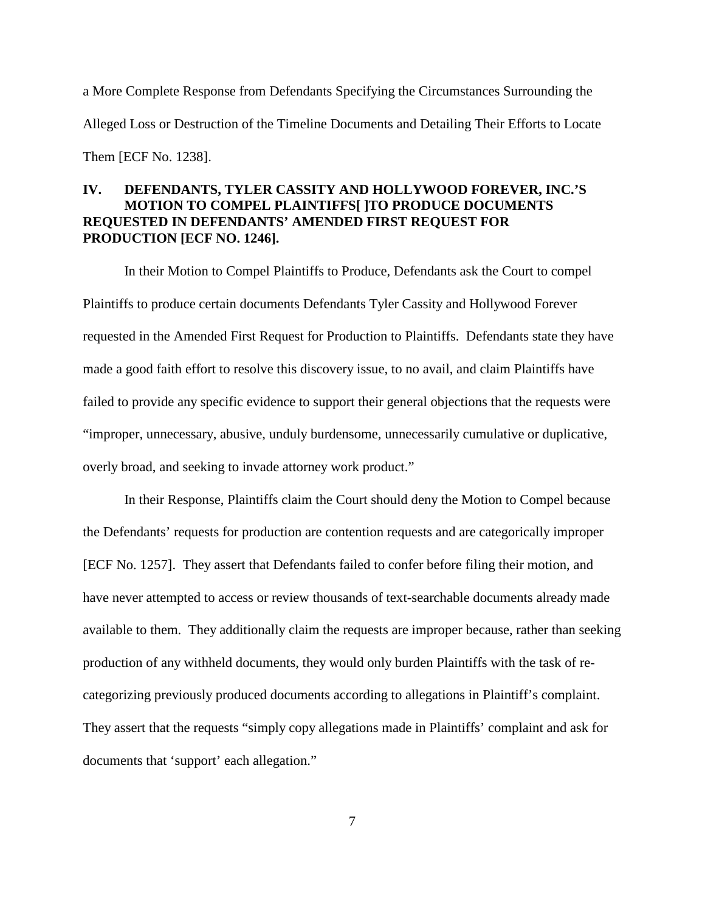a More Complete Response from Defendants Specifying the Circumstances Surrounding the Alleged Loss or Destruction of the Timeline Documents and Detailing Their Efforts to Locate Them [ECF No. 1238].

## IV. DEFENDANTS, TYLER CASSITY AND HOLLYWOOD FOREVER, INC.'S MOTION TO COMPEL PLAINTIFFS[ ]TO PRODUCE DOCUMENTS REQUESTED IN DEFENDANTS' AMENDED FIRST REQUEST FOR PRODUCTION [ECF NO. 1246].

In their Motion to Compel Plaintiffs to Produce, Defendants ask the Court to compel Plaintiffs to produce certain documents Defendants Tyler Cassity and Hollywood Forever requested in the Amended First Request for Production to Plaintiffs. Defendants state they have made a good faith effort to resolve this discovery issue, to no avail, and claim Plaintiffs have failed to provide any specific evidence to support their general objections that the requests were "improper, unnecessary, abusive, unduly burdensome, unnecessarily cumulative or duplicative, overly broad, and seeking to invade attorney work product."

In their Response, Plaintiffs claim the Court should deny the Motion to Compel because the Defendants' requests for production are contention requests and are categorically improper [ECF No. 1257]. They assert that Defendants failed to confer before filing their motion, and have never attempted to access or review thousands of text-searchable documents already made available to them. They additionally claim the requests are improper because, rather than seeking production of any withheld documents, they would only burden Plaintiffs with the task of re-categorizing previously produced documents according to allegations in Plaintiff's complaint. They assert that the requests "simply copy allegations made in Plaintiffs' complaint and ask for documents that 'support' each allegation."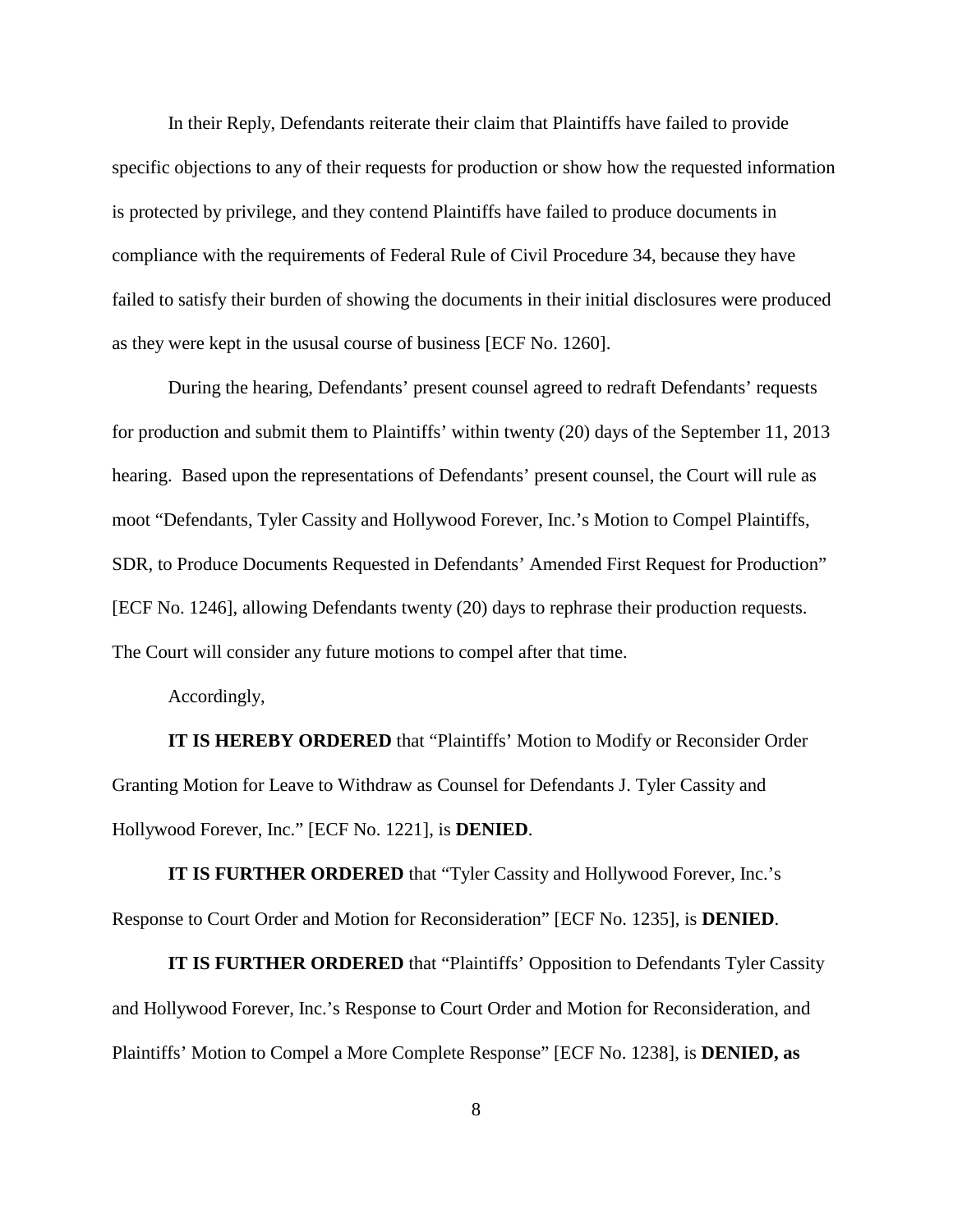In their Reply, Defendants reiterate their claim that Plaintiffs have failed to provide specific objections to any of their requests for production or show how the requested information is protected by privilege, and they contend Plaintiffs have failed to produce documents in compliance with the requirements of Federal Rule of Civil Procedure 34, because they have failed to satisfy their burden of showing the documents in their initial disclosures were produced as they were kept in the ususal course of business [ECF No. 1260].

During the hearing, Defendants' present counsel agreed to redraft Defendants' requests for production and submit them to Plaintiffs' within twenty (20) days of the September 11, 2013 hearing. Based upon the representations of Defendants' present counsel, the Court will rule as moot "Defendants, Tyler Cassity and Hollywood Forever, Inc.'s Motion to Compel Plaintiffs, SDR, to Produce Documents Requested in Defendants' Amended First Request for Production" [ECF No. 1246], allowing Defendants twenty (20) days to rephrase their production requests. The Court will consider any future motions to compel after that time.

Accordingly,

**IT IS HEREBY ORDERED** that "Plaintiffs' Motion to Modify or Reconsider Order Granting Motion for Leave to Withdraw as Counsel for Defendants J. Tyler Cassity and Hollywood Forever, Inc." [ECF No. 1221], is **DENIED**.

**IT IS FURTHER ORDERED** that "Tyler Cassity and Hollywood Forever, Inc.'s Response to Court Order and Motion for Reconsideration" [ECF No. 1235], is **DENIED**.

**IT IS FURTHER ORDERED** that "Plaintiffs' Opposition to Defendants Tyler Cassity and Hollywood Forever, Inc.'s Response to Court Order and Motion for Reconsideration, and Plaintiffs' Motion to Compel a More Complete Response" [ECF No. 1238], is **DENIED, as**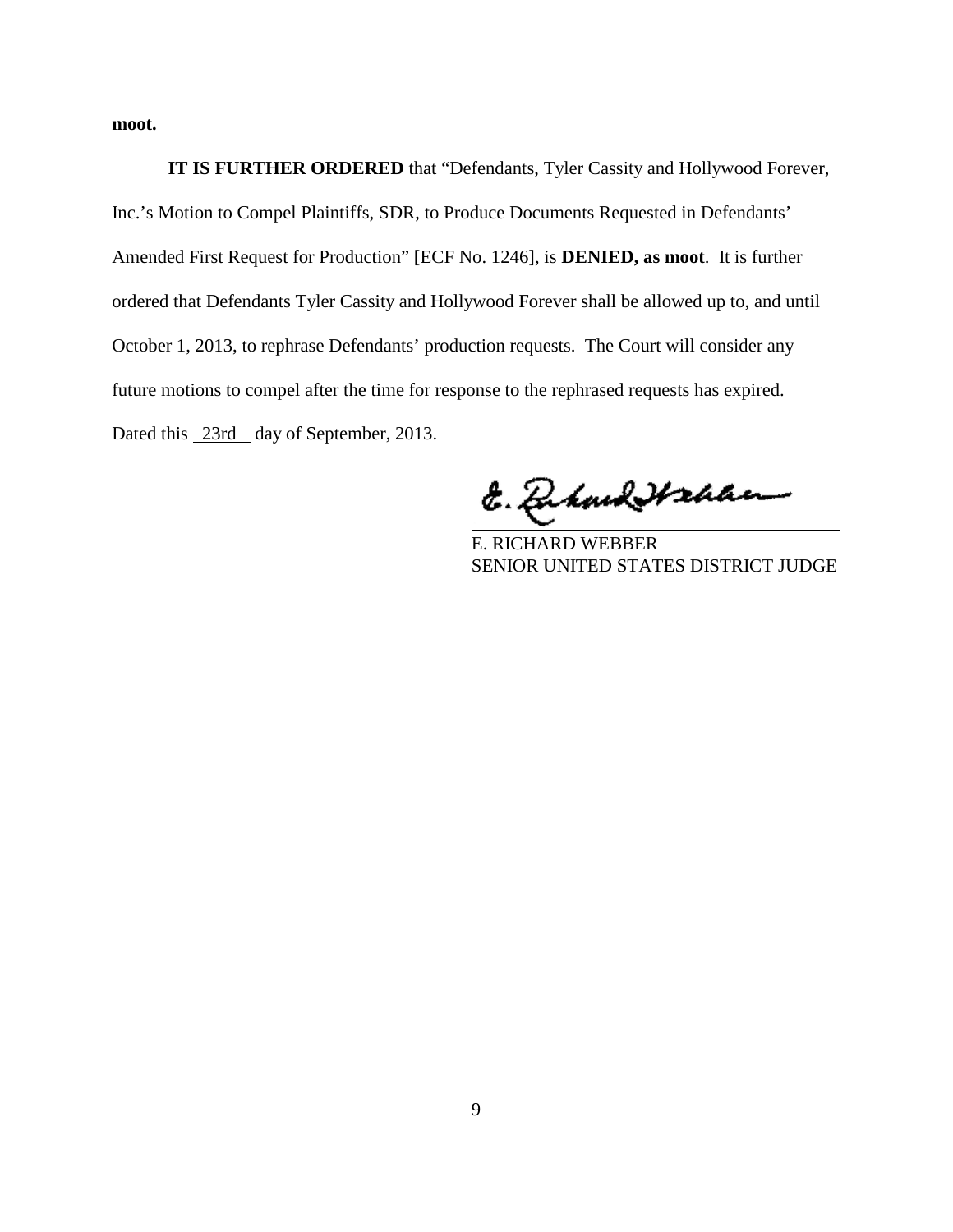**moot.**

**IT IS FURTHER ORDERED** that "Defendants, Tyler Cassity and Hollywood Forever, Inc.'s Motion to Compel Plaintiffs, SDR, to Produce Documents Requested in Defendants' Amended First Request for Production" [ECF No. 1246], is **DENIED, as moot**. It is further ordered that Defendants Tyler Cassity and Hollywood Forever shall be allowed up to, and until October 1, 2013, to rephrase Defendants' production requests. The Court will consider any future motions to compel after the time for response to the rephrased requests has expired.

Dated this 23rd day of September, 2013.

E. RICHARD WEBBER
SENIOR UNITED STATES DISTRICT JUDGE